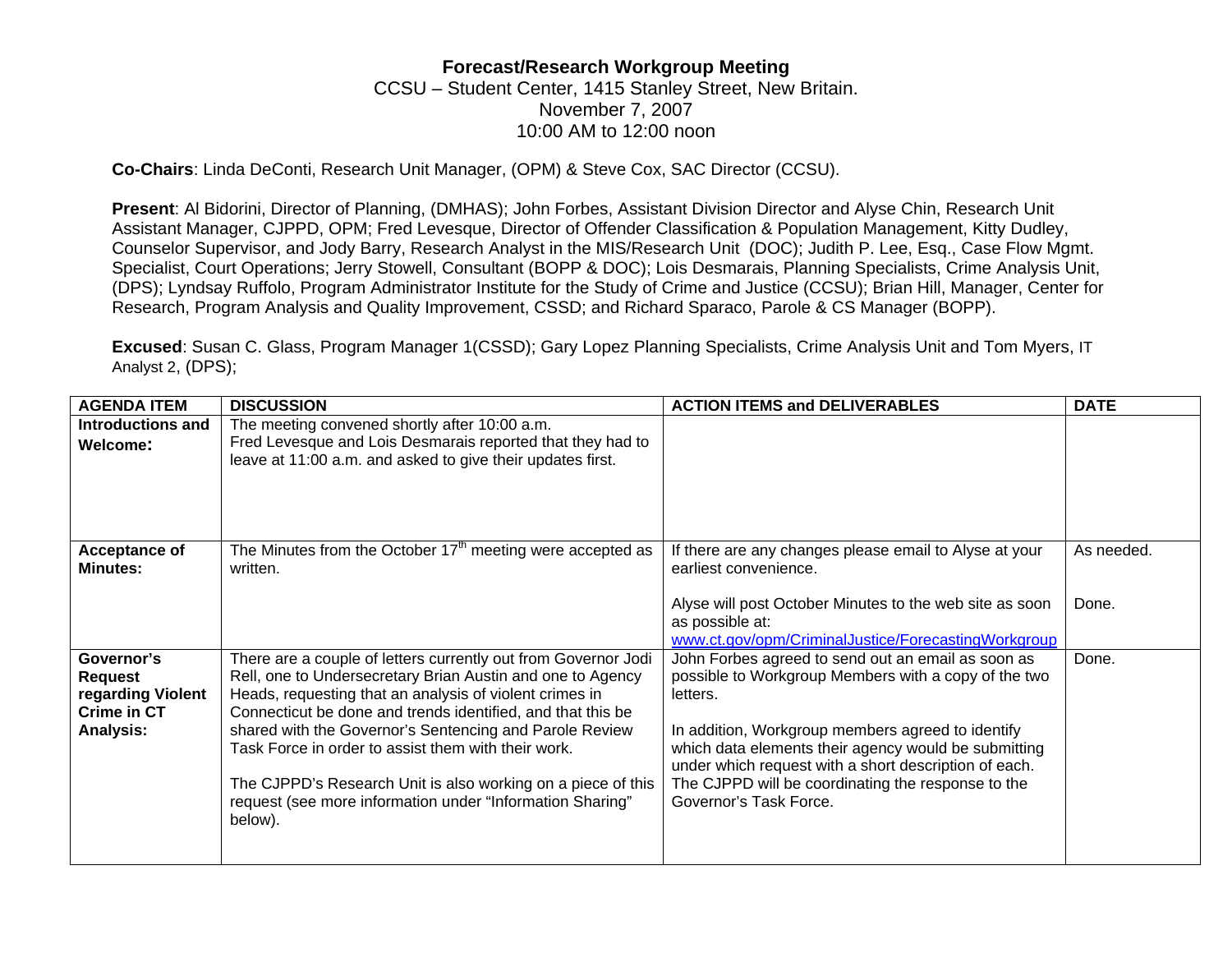**Forecast/Research Workgroup Meeting**

CCSU – Student Center, 1415 Stanley Street, New Britain.
November 7, 2007
10:00 AM to 12:00 noon

**Co-Chairs**: Linda DeConti, Research Unit Manager, (OPM) & Steve Cox, SAC Director (CCSU).

**Present**: Al Bidorini, Director of Planning, (DMHAS); John Forbes, Assistant Division Director and Alyse Chin, Research Unit Assistant Manager, CJPPD, OPM; Fred Levesque, Director of Offender Classification & Population Management, Kitty Dudley, Counselor Supervisor, and Jody Barry, Research Analyst in the MIS/Research Unit (DOC); Judith P. Lee, Esq., Case Flow Mgmt. Specialist, Court Operations; Jerry Stowell, Consultant (BOPP & DOC); Lois Desmarais, Planning Specialists, Crime Analysis Unit, (DPS); Lyndsay Ruffolo, Program Administrator Institute for the Study of Crime and Justice (CCSU); Brian Hill, Manager, Center for Research, Program Analysis and Quality Improvement, CSSD; and Richard Sparaco, Parole & CS Manager (BOPP).

**Excused**: Susan C. Glass, Program Manager 1(CSSD); Gary Lopez Planning Specialists, Crime Analysis Unit and Tom Myers, IT Analyst 2, (DPS);

| AGENDA ITEM | DISCUSSION | ACTION ITEMS and DELIVERABLES | DATE |
|---|---|---|---|
| **Introductions and Welcome:** | The meeting convened shortly after 10:00 a.m. Fred Levesque and Lois Desmarais reported that they had to leave at 11:00 a.m. and asked to give their updates first. | | |
| **Acceptance of Minutes:** | The Minutes from the October 17th meeting were accepted as written. | If there are any changes please email to Alyse at your earliest convenience.<br><br>Alyse will post October Minutes to the web site as soon as possible at: www.ct.gov/opm/CriminalJustice/ForecastingWorkgroup | As needed.<br><br>Done. |
| **Governor's Request regarding Violent Crime in CT Analysis:** | There are a couple of letters currently out from Governor Jodi Rell, one to Undersecretary Brian Austin and one to Agency Heads, requesting that an analysis of violent crimes in Connecticut be done and trends identified, and that this be shared with the Governor's Sentencing and Parole Review Task Force in order to assist them with their work.<br><br>The CJPPD's Research Unit is also working on a piece of this request (see more information under "Information Sharing" below). | John Forbes agreed to send out an email as soon as possible to Workgroup Members with a copy of the two letters.<br><br>In addition, Workgroup members agreed to identify which data elements their agency would be submitting under which request with a short description of each. The CJPPD will be coordinating the response to the Governor's Task Force. | Done. |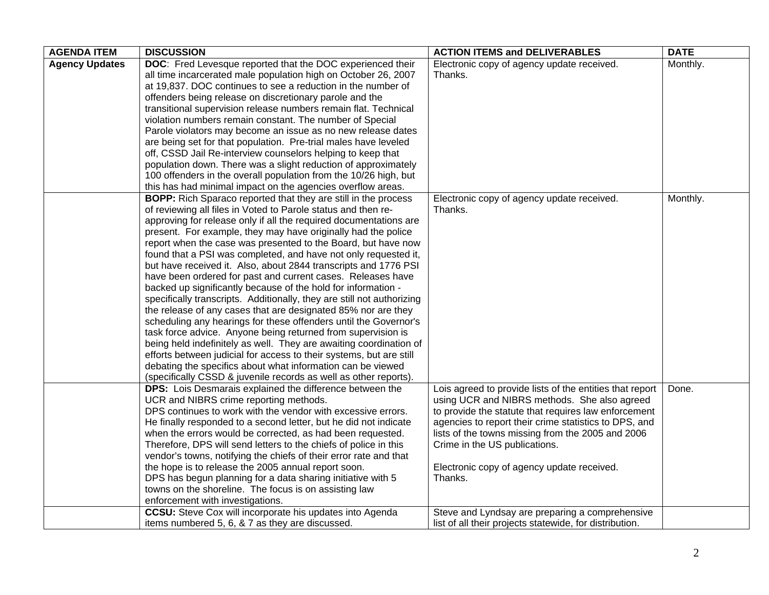| AGENDA ITEM | DISCUSSION | ACTION ITEMS and DELIVERABLES | DATE |
|---|---|---|---|
| **Agency Updates** | **DOC**: Fred Levesque reported that the DOC experienced their all time incarcerated male population high on October 26, 2007 at 19,837. DOC continues to see a reduction in the number of offenders being release on discretionary parole and the transitional supervision release numbers remain flat. Technical violation numbers remain constant. The number of Special Parole violators may become an issue as no new release dates are being set for that population. Pre-trial males have leveled off, CSSD Jail Re-interview counselors helping to keep that population down. There was a slight reduction of approximately 100 offenders in the overall population from the 10/26 high, but this has had minimal impact on the agencies overflow areas. | Electronic copy of agency update received. Thanks. | Monthly. |
| | **BOPP:** Rich Sparaco reported that they are still in the process of reviewing all files in Voted to Parole status and then re-approving for release only if all the required documentations are present. For example, they may have originally had the police report when the case was presented to the Board, but have now found that a PSI was completed, and have not only requested it, but have received it. Also, about 2844 transcripts and 1776 PSI have been ordered for past and current cases. Releases have backed up significantly because of the hold for information - specifically transcripts. Additionally, they are still not authorizing the release of any cases that are designated 85% nor are they scheduling any hearings for these offenders until the Governor's task force advice. Anyone being returned from supervision is being held indefinitely as well. They are awaiting coordination of efforts between judicial for access to their systems, but are still debating the specifics about what information can be viewed (specifically CSSD & juvenile records as well as other reports). | Electronic copy of agency update received. Thanks. | Monthly. |
| | **DPS:** Lois Desmarais explained the difference between the UCR and NIBRS crime reporting methods.<br>DPS continues to work with the vendor with excessive errors. He finally responded to a second letter, but he did not indicate when the errors would be corrected, as had been requested. Therefore, DPS will send letters to the chiefs of police in this vendor's towns, notifying the chiefs of their error rate and that the hope is to release the 2005 annual report soon.<br>DPS has begun planning for a data sharing initiative with 5 towns on the shoreline. The focus is on assisting law enforcement with investigations. | Lois agreed to provide lists of the entities that report using UCR and NIBRS methods. She also agreed to provide the statute that requires law enforcement agencies to report their crime statistics to DPS, and lists of the towns missing from the 2005 and 2006 Crime in the US publications.<br><br>Electronic copy of agency update received. Thanks. | Done. |
| | **CCSU:** Steve Cox will incorporate his updates into Agenda items numbered 5, 6, & 7 as they are discussed. | Steve and Lyndsay are preparing a comprehensive list of all their projects statewide, for distribution. | |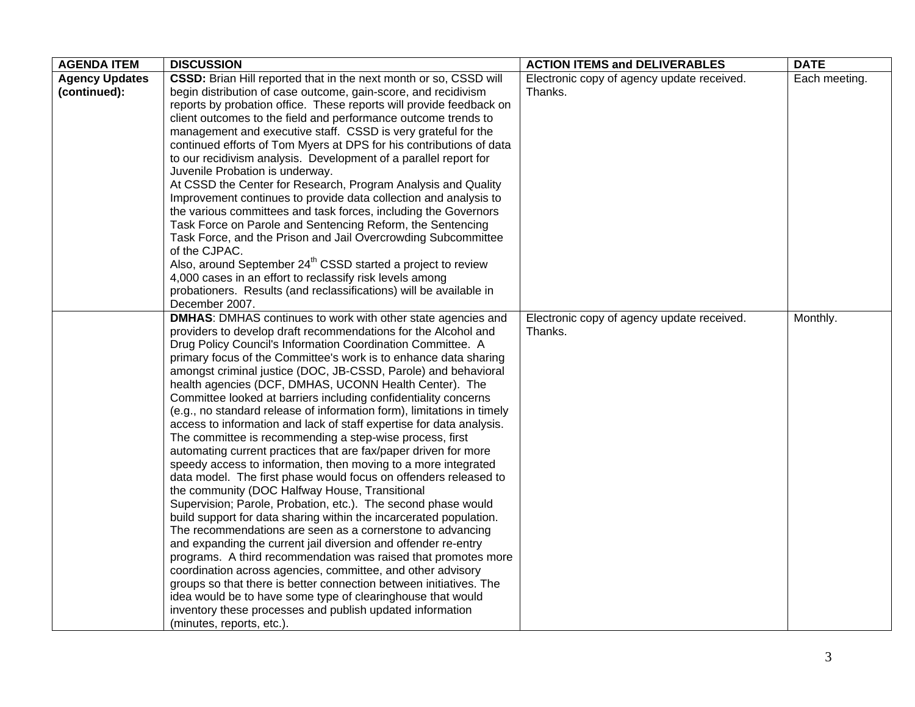| AGENDA ITEM | DISCUSSION | ACTION ITEMS and DELIVERABLES | DATE |
|---|---|---|---|
| **Agency Updates (continued):** | **CSSD:** Brian Hill reported that in the next month or so, CSSD will begin distribution of case outcome, gain-score, and recidivism reports by probation office. These reports will provide feedback on client outcomes to the field and performance outcome trends to management and executive staff. CSSD is very grateful for the continued efforts of Tom Myers at DPS for his contributions of data to our recidivism analysis. Development of a parallel report for Juvenile Probation is underway.<br>At CSSD the Center for Research, Program Analysis and Quality Improvement continues to provide data collection and analysis to the various committees and task forces, including the Governors Task Force on Parole and Sentencing Reform, the Sentencing Task Force, and the Prison and Jail Overcrowding Subcommittee of the CJPAC.<br>Also, around September 24th CSSD started a project to review 4,000 cases in an effort to reclassify risk levels among probationers. Results (and reclassifications) will be available in December 2007. | Electronic copy of agency update received. Thanks. | Each meeting. |
| | **DMHAS**: DMHAS continues to work with other state agencies and providers to develop draft recommendations for the Alcohol and Drug Policy Council's Information Coordination Committee. A primary focus of the Committee's work is to enhance data sharing amongst criminal justice (DOC, JB-CSSD, Parole) and behavioral health agencies (DCF, DMHAS, UCONN Health Center). The Committee looked at barriers including confidentiality concerns (e.g., no standard release of information form), limitations in timely access to information and lack of staff expertise for data analysis. The committee is recommending a step-wise process, first automating current practices that are fax/paper driven for more speedy access to information, then moving to a more integrated data model. The first phase would focus on offenders released to the community (DOC Halfway House, Transitional Supervision; Parole, Probation, etc.). The second phase would build support for data sharing within the incarcerated population. The recommendations are seen as a cornerstone to advancing and expanding the current jail diversion and offender re-entry programs. A third recommendation was raised that promotes more coordination across agencies, committee, and other advisory groups so that there is better connection between initiatives. The idea would be to have some type of clearinghouse that would inventory these processes and publish updated information (minutes, reports, etc.). | Electronic copy of agency update received. Thanks. | Monthly. |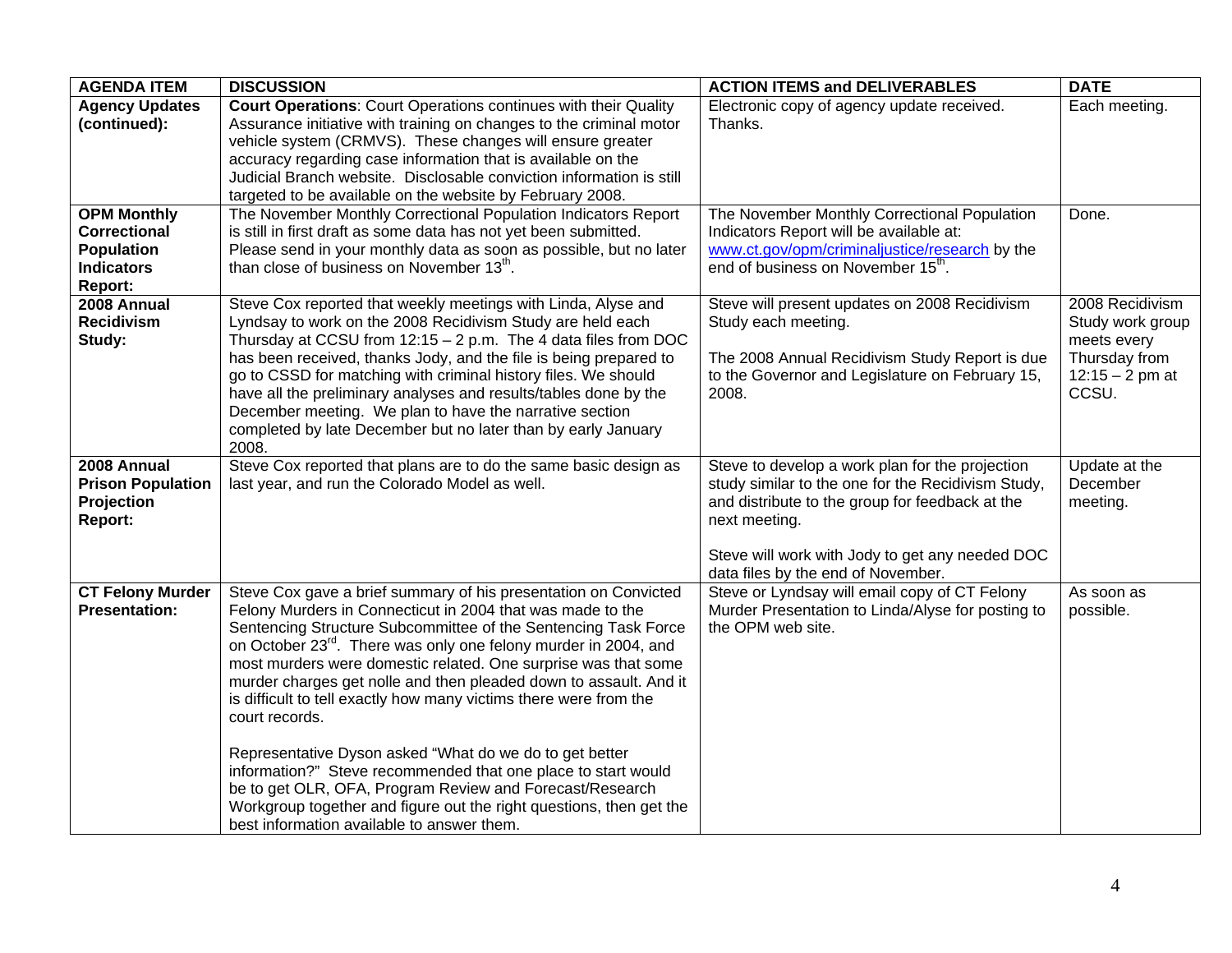| AGENDA ITEM | DISCUSSION | ACTION ITEMS and DELIVERABLES | DATE |
| --- | --- | --- | --- |
| **Agency Updates (continued):** | **Court Operations**: Court Operations continues with their Quality Assurance initiative with training on changes to the criminal motor vehicle system (CRMVS). These changes will ensure greater accuracy regarding case information that is available on the Judicial Branch website. Disclosable conviction information is still targeted to be available on the website by February 2008. | Electronic copy of agency update received. Thanks. | Each meeting. |
| **OPM Monthly Correctional Population Indicators Report:** | The November Monthly Correctional Population Indicators Report is still in first draft as some data has not yet been submitted. Please send in your monthly data as soon as possible, but no later than close of business on November 13th. | The November Monthly Correctional Population Indicators Report will be available at: www.ct.gov/opm/criminaljustice/research by the end of business on November 15th. | Done. |
| **2008 Annual Recidivism Study:** | Steve Cox reported that weekly meetings with Linda, Alyse and Lyndsay to work on the 2008 Recidivism Study are held each Thursday at CCSU from 12:15 – 2 p.m. The 4 data files from DOC has been received, thanks Jody, and the file is being prepared to go to CSSD for matching with criminal history files. We should have all the preliminary analyses and results/tables done by the December meeting. We plan to have the narrative section completed by late December but no later than by early January 2008. | Steve will present updates on 2008 Recidivism Study each meeting.<br><br>The 2008 Annual Recidivism Study Report is due to the Governor and Legislature on February 15, 2008. | 2008 Recidivism Study work group meets every Thursday from 12:15 – 2 pm at CCSU. |
| **2008 Annual Prison Population Projection Report:** | Steve Cox reported that plans are to do the same basic design as last year, and run the Colorado Model as well. | Steve to develop a work plan for the projection study similar to the one for the Recidivism Study, and distribute to the group for feedback at the next meeting.<br><br>Steve will work with Jody to get any needed DOC data files by the end of November. | Update at the December meeting. |
| **CT Felony Murder Presentation:** | Steve Cox gave a brief summary of his presentation on Convicted Felony Murders in Connecticut in 2004 that was made to the Sentencing Structure Subcommittee of the Sentencing Task Force on October 23rd. There was only one felony murder in 2004, and most murders were domestic related. One surprise was that some murder charges get nolle and then pleaded down to assault. And it is difficult to tell exactly how many victims there were from the court records.<br><br>Representative Dyson asked "What do we do to get better information?" Steve recommended that one place to start would be to get OLR, OFA, Program Review and Forecast/Research Workgroup together and figure out the right questions, then get the best information available to answer them. | Steve or Lyndsay will email copy of CT Felony Murder Presentation to Linda/Alyse for posting to the OPM web site. | As soon as possible. |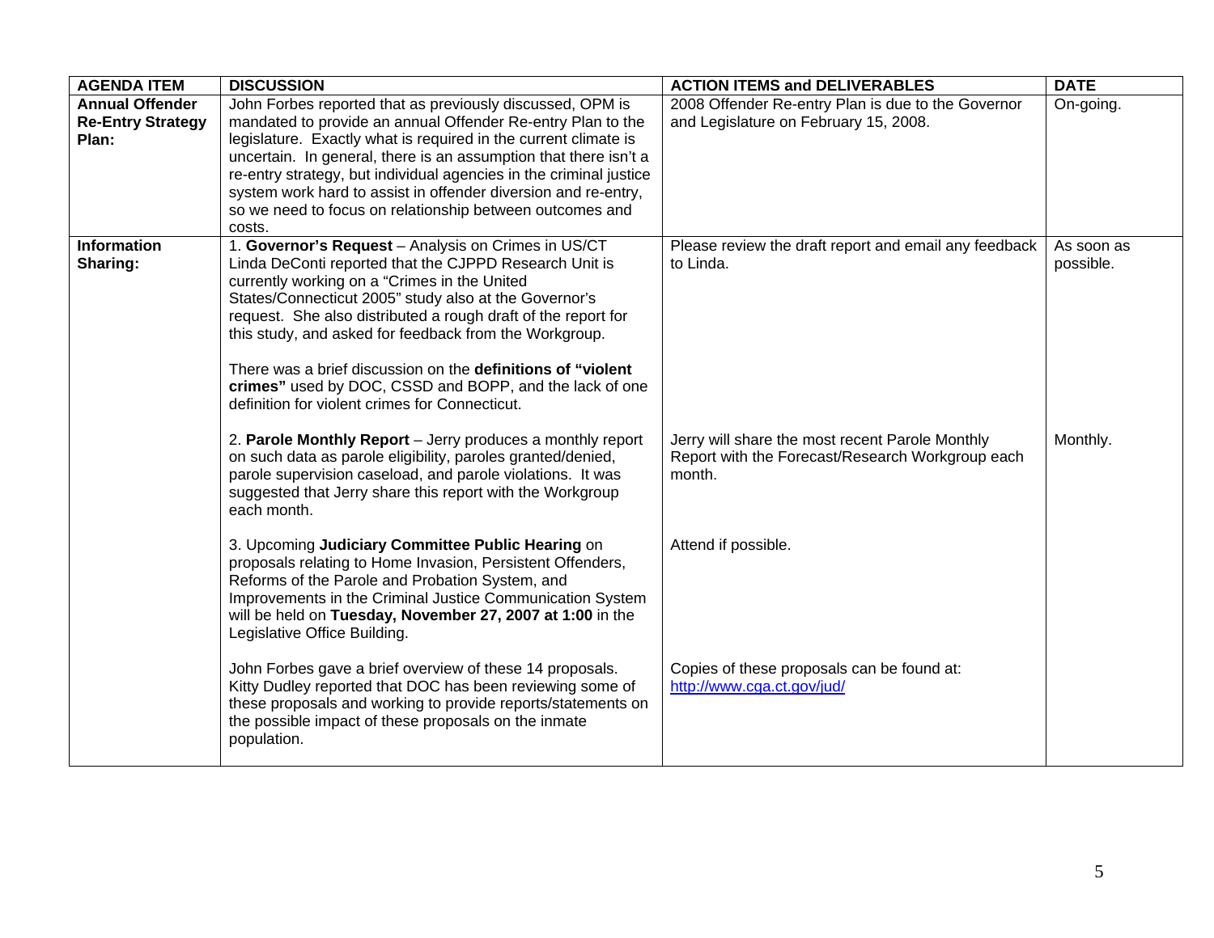| AGENDA ITEM | DISCUSSION | ACTION ITEMS and DELIVERABLES | DATE |
|---|---|---|---|
| **Annual Offender Re-Entry Strategy Plan:** | John Forbes reported that as previously discussed, OPM is mandated to provide an annual Offender Re-entry Plan to the legislature. Exactly what is required in the current climate is uncertain. In general, there is an assumption that there isn't a re-entry strategy, but individual agencies in the criminal justice system work hard to assist in offender diversion and re-entry, so we need to focus on relationship between outcomes and costs. | 2008 Offender Re-entry Plan is due to the Governor and Legislature on February 15, 2008. | On-going. |
| **Information Sharing:** | 1. **Governor's Request** – Analysis on Crimes in US/CT Linda DeConti reported that the CJPPD Research Unit is currently working on a "Crimes in the United States/Connecticut 2005" study also at the Governor's request. She also distributed a rough draft of the report for this study, and asked for feedback from the Workgroup.<br><br>There was a brief discussion on the **definitions of "violent crimes"** used by DOC, CSSD and BOPP, and the lack of one definition for violent crimes for Connecticut. | Please review the draft report and email any feedback to Linda. | As soon as possible. |
| | 2. **Parole Monthly Report** – Jerry produces a monthly report on such data as parole eligibility, paroles granted/denied, parole supervision caseload, and parole violations. It was suggested that Jerry share this report with the Workgroup each month. | Jerry will share the most recent Parole Monthly Report with the Forecast/Research Workgroup each month. | Monthly. |
| | 3. Upcoming **Judiciary Committee Public Hearing** on proposals relating to Home Invasion, Persistent Offenders, Reforms of the Parole and Probation System, and Improvements in the Criminal Justice Communication System will be held on **Tuesday, November 27, 2007 at 1:00** in the Legislative Office Building. | Attend if possible. | |
| | John Forbes gave a brief overview of these 14 proposals. Kitty Dudley reported that DOC has been reviewing some of these proposals and working to provide reports/statements on the possible impact of these proposals on the inmate population. | Copies of these proposals can be found at: http://www.cga.ct.gov/jud/ | |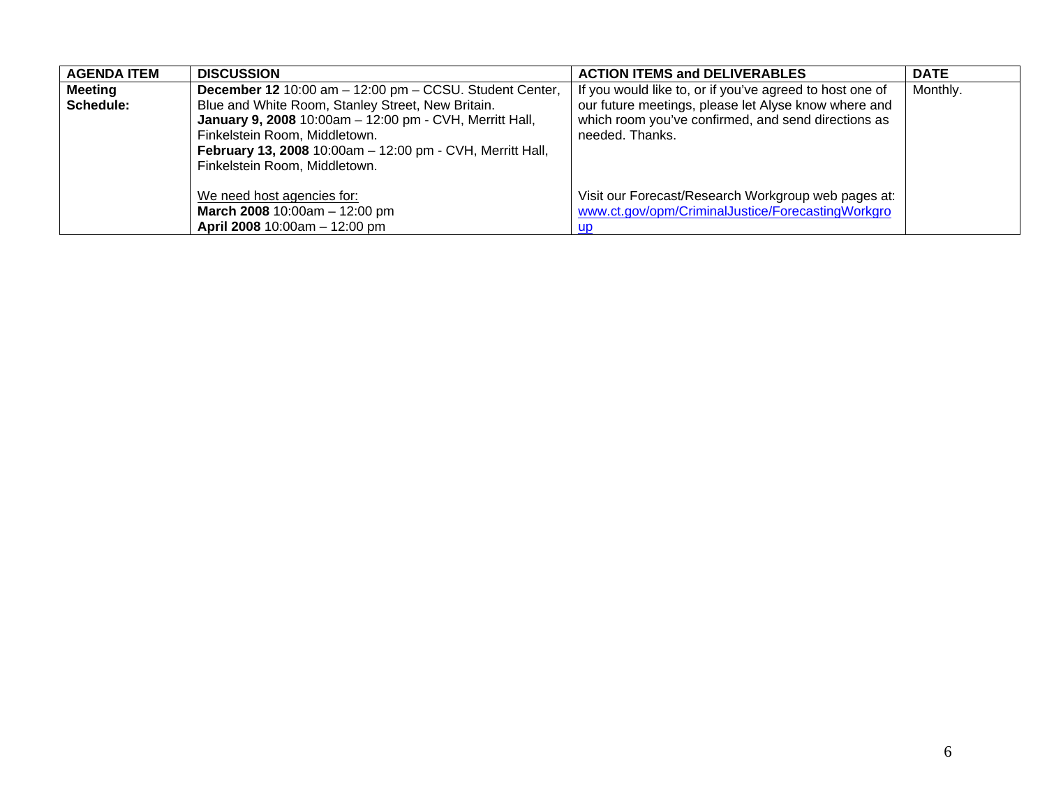| AGENDA ITEM | DISCUSSION | ACTION ITEMS and DELIVERABLES | DATE |
| --- | --- | --- | --- |
| **Meeting Schedule:** | **December 12** 10:00 am – 12:00 pm – CCSU. Student Center, Blue and White Room, Stanley Street, New Britain.<br>**January 9, 2008** 10:00am – 12:00 pm - CVH, Merritt Hall, Finkelstein Room, Middletown.<br>**February 13, 2008** 10:00am – 12:00 pm - CVH, Merritt Hall, Finkelstein Room, Middletown.<br><br>We need host agencies for:<br>**March 2008** 10:00am – 12:00 pm<br>**April 2008** 10:00am – 12:00 pm | If you would like to, or if you've agreed to host one of our future meetings, please let Alyse know where and which room you've confirmed, and send directions as needed. Thanks.<br><br>Visit our Forecast/Research Workgroup web pages at: www.ct.gov/opm/CriminalJustice/ForecastingWorkgroup | Monthly. |